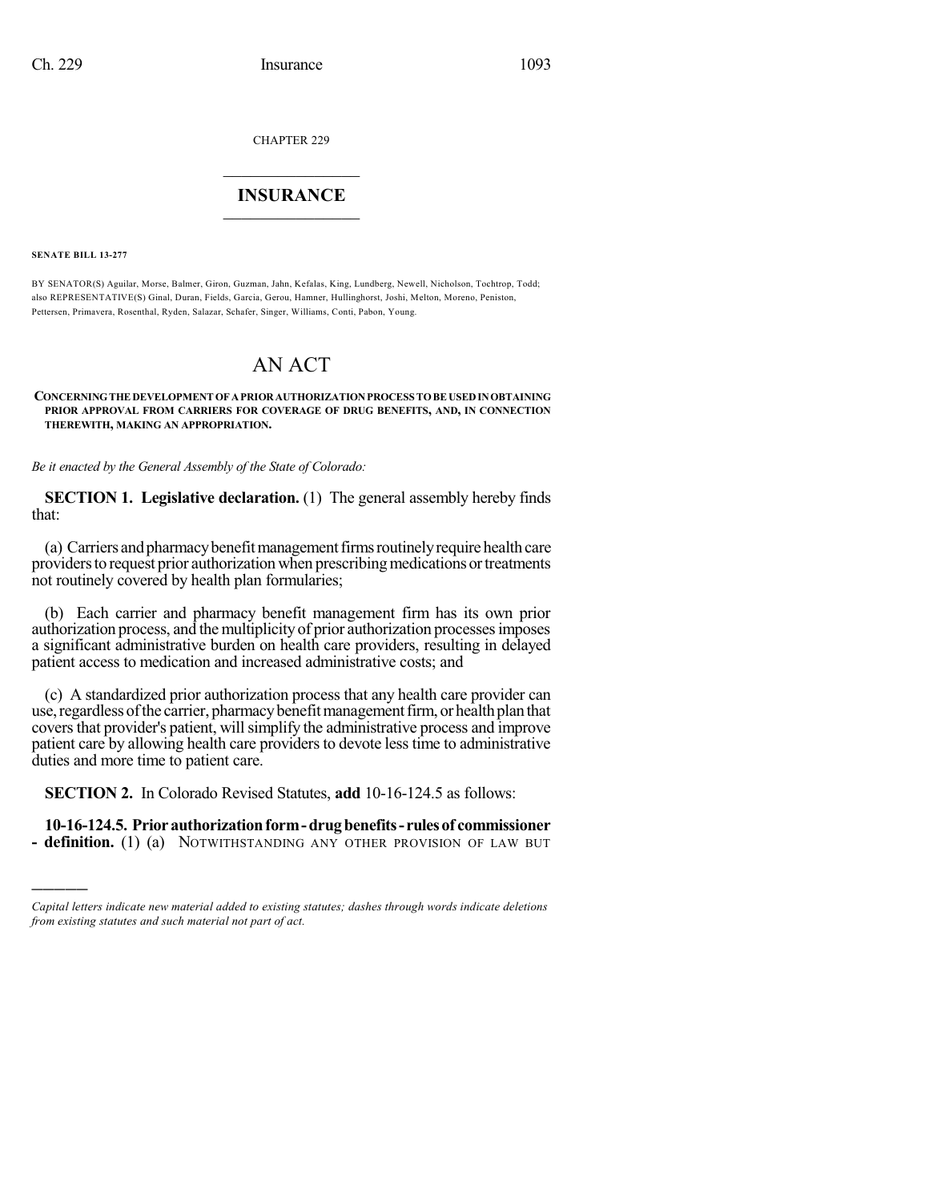CHAPTER 229

# INSURANCE

**SENATE BILL 13-277**

BY SENATOR(S) Aguilar, Morse, Balmer, Giron, Guzman, Jahn, Kefalas, King, Lundberg, Newell, Nicholson, Tochtrop, Todd; also REPRESENTATIVE(S) Ginal, Duran, Fields, Garcia, Gerou, Hamner, Hullinghorst, Joshi, Melton, Moreno, Peniston, Pettersen, Primavera, Rosenthal, Ryden, Salazar, Schafer, Singer, Williams, Conti, Pabon, Young.

# AN ACT

**CONCERNING THE DEVELOPMENT OF A PRIOR AUTHORIZATION PROCESS TO BE USED IN OBTAINING PRIOR APPROVAL FROM CARRIERS FOR COVERAGE OF DRUG BENEFITS, AND, IN CONNECTION THEREWITH, MAKING AN APPROPRIATION.**

*Be it enacted by the General Assembly of the State of Colorado:*

**SECTION 1. Legislative declaration.** (1) The general assembly hereby finds that:

(a) Carriers and pharmacy benefit management firms routinely require health care providers to request prior authorization when prescribing medications or treatments not routinely covered by health plan formularies;

(b) Each carrier and pharmacy benefit management firm has its own prior authorization process, and the multiplicity of prior authorization processes imposes a significant administrative burden on health care providers, resulting in delayed patient access to medication and increased administrative costs; and

(c) A standardized prior authorization process that any health care provider can use, regardless of the carrier, pharmacy benefit management firm, or health plan that covers that provider's patient, will simplify the administrative process and improve patient care by allowing health care providers to devote less time to administrative duties and more time to patient care.

**SECTION 2.** In Colorado Revised Statutes, **add** 10-16-124.5 as follows:

**10-16-124.5. Prior authorization form - drug benefits - rules of commissioner - definition.** (1) (a) NOTWITHSTANDING ANY OTHER PROVISION OF LAW BUT

*Capital letters indicate new material added to existing statutes; dashes through words indicate deletions from existing statutes and such material not part of act.*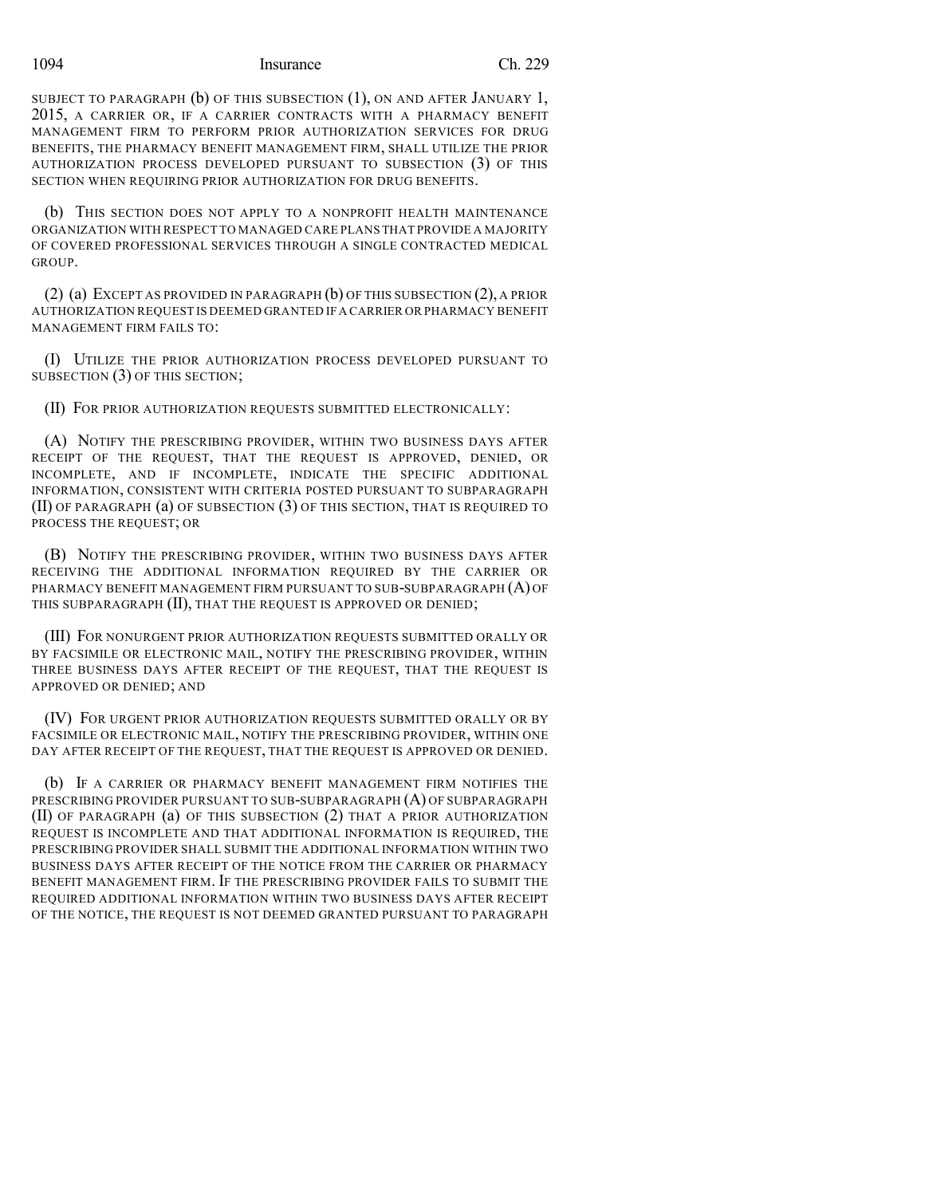SUBJECT TO PARAGRAPH (b) OF THIS SUBSECTION (1), ON AND AFTER JANUARY 1, 2015, A CARRIER OR, IF A CARRIER CONTRACTS WITH A PHARMACY BENEFIT MANAGEMENT FIRM TO PERFORM PRIOR AUTHORIZATION SERVICES FOR DRUG BENEFITS, THE PHARMACY BENEFIT MANAGEMENT FIRM, SHALL UTILIZE THE PRIOR AUTHORIZATION PROCESS DEVELOPED PURSUANT TO SUBSECTION (3) OF THIS SECTION WHEN REQUIRING PRIOR AUTHORIZATION FOR DRUG BENEFITS.

(b) THIS SECTION DOES NOT APPLY TO A NONPROFIT HEALTH MAINTENANCE ORGANIZATION WITH RESPECT TO MANAGED CARE PLANS THAT PROVIDE A MAJORITY OF COVERED PROFESSIONAL SERVICES THROUGH A SINGLE CONTRACTED MEDICAL GROUP.

(2) (a) EXCEPT AS PROVIDED IN PARAGRAPH (b) OF THIS SUBSECTION (2), A PRIOR AUTHORIZATION REQUEST IS DEEMED GRANTED IF A CARRIER OR PHARMACY BENEFIT MANAGEMENT FIRM FAILS TO:

(I) UTILIZE THE PRIOR AUTHORIZATION PROCESS DEVELOPED PURSUANT TO SUBSECTION (3) OF THIS SECTION;

(II) FOR PRIOR AUTHORIZATION REQUESTS SUBMITTED ELECTRONICALLY:

(A) NOTIFY THE PRESCRIBING PROVIDER, WITHIN TWO BUSINESS DAYS AFTER RECEIPT OF THE REQUEST, THAT THE REQUEST IS APPROVED, DENIED, OR INCOMPLETE, AND IF INCOMPLETE, INDICATE THE SPECIFIC ADDITIONAL INFORMATION, CONSISTENT WITH CRITERIA POSTED PURSUANT TO SUBPARAGRAPH (II) OF PARAGRAPH (a) OF SUBSECTION (3) OF THIS SECTION, THAT IS REQUIRED TO PROCESS THE REQUEST; OR

(B) NOTIFY THE PRESCRIBING PROVIDER, WITHIN TWO BUSINESS DAYS AFTER RECEIVING THE ADDITIONAL INFORMATION REQUIRED BY THE CARRIER OR PHARMACY BENEFIT MANAGEMENT FIRM PURSUANT TO SUB-SUBPARAGRAPH (A) OF THIS SUBPARAGRAPH (II), THAT THE REQUEST IS APPROVED OR DENIED;

(III) FOR NONURGENT PRIOR AUTHORIZATION REQUESTS SUBMITTED ORALLY OR BY FACSIMILE OR ELECTRONIC MAIL, NOTIFY THE PRESCRIBING PROVIDER, WITHIN THREE BUSINESS DAYS AFTER RECEIPT OF THE REQUEST, THAT THE REQUEST IS APPROVED OR DENIED; AND

(IV) FOR URGENT PRIOR AUTHORIZATION REQUESTS SUBMITTED ORALLY OR BY FACSIMILE OR ELECTRONIC MAIL, NOTIFY THE PRESCRIBING PROVIDER, WITHIN ONE DAY AFTER RECEIPT OF THE REQUEST, THAT THE REQUEST IS APPROVED OR DENIED.

(b) IF A CARRIER OR PHARMACY BENEFIT MANAGEMENT FIRM NOTIFIES THE PRESCRIBING PROVIDER PURSUANT TO SUB-SUBPARAGRAPH (A) OF SUBPARAGRAPH (II) OF PARAGRAPH (a) OF THIS SUBSECTION (2) THAT A PRIOR AUTHORIZATION REQUEST IS INCOMPLETE AND THAT ADDITIONAL INFORMATION IS REQUIRED, THE PRESCRIBING PROVIDER SHALL SUBMIT THE ADDITIONAL INFORMATION WITHIN TWO BUSINESS DAYS AFTER RECEIPT OF THE NOTICE FROM THE CARRIER OR PHARMACY BENEFIT MANAGEMENT FIRM. IF THE PRESCRIBING PROVIDER FAILS TO SUBMIT THE REQUIRED ADDITIONAL INFORMATION WITHIN TWO BUSINESS DAYS AFTER RECEIPT OF THE NOTICE, THE REQUEST IS NOT DEEMED GRANTED PURSUANT TO PARAGRAPH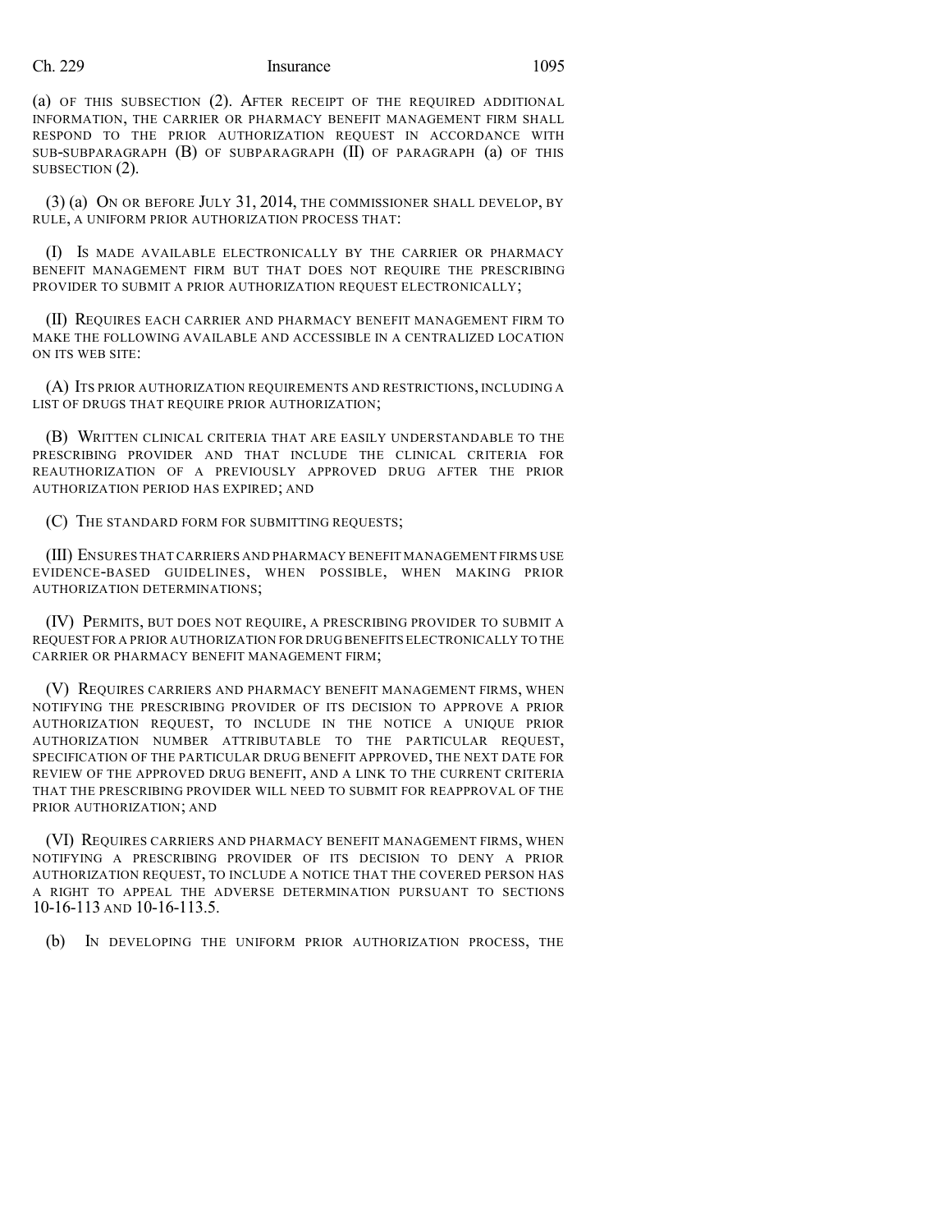(a) OF THIS SUBSECTION (2). AFTER RECEIPT OF THE REQUIRED ADDITIONAL INFORMATION, THE CARRIER OR PHARMACY BENEFIT MANAGEMENT FIRM SHALL RESPOND TO THE PRIOR AUTHORIZATION REQUEST IN ACCORDANCE WITH SUB-SUBPARAGRAPH (B) OF SUBPARAGRAPH (II) OF PARAGRAPH (a) OF THIS SUBSECTION (2).

(3) (a) ON OR BEFORE JULY 31, 2014, THE COMMISSIONER SHALL DEVELOP, BY RULE, A UNIFORM PRIOR AUTHORIZATION PROCESS THAT:

(I) IS MADE AVAILABLE ELECTRONICALLY BY THE CARRIER OR PHARMACY BENEFIT MANAGEMENT FIRM BUT THAT DOES NOT REQUIRE THE PRESCRIBING PROVIDER TO SUBMIT A PRIOR AUTHORIZATION REQUEST ELECTRONICALLY;

(II) REQUIRES EACH CARRIER AND PHARMACY BENEFIT MANAGEMENT FIRM TO MAKE THE FOLLOWING AVAILABLE AND ACCESSIBLE IN A CENTRALIZED LOCATION ON ITS WEB SITE:

(A) ITS PRIOR AUTHORIZATION REQUIREMENTS AND RESTRICTIONS, INCLUDING A LIST OF DRUGS THAT REQUIRE PRIOR AUTHORIZATION;

(B) WRITTEN CLINICAL CRITERIA THAT ARE EASILY UNDERSTANDABLE TO THE PRESCRIBING PROVIDER AND THAT INCLUDE THE CLINICAL CRITERIA FOR REAUTHORIZATION OF A PREVIOUSLY APPROVED DRUG AFTER THE PRIOR AUTHORIZATION PERIOD HAS EXPIRED; AND

(C) THE STANDARD FORM FOR SUBMITTING REQUESTS;

(III) ENSURES THAT CARRIERS AND PHARMACY BENEFIT MANAGEMENT FIRMS USE EVIDENCE-BASED GUIDELINES, WHEN POSSIBLE, WHEN MAKING PRIOR AUTHORIZATION DETERMINATIONS;

(IV) PERMITS, BUT DOES NOT REQUIRE, A PRESCRIBING PROVIDER TO SUBMIT A REQUEST FOR A PRIOR AUTHORIZATION FOR DRUG BENEFITS ELECTRONICALLY TO THE CARRIER OR PHARMACY BENEFIT MANAGEMENT FIRM;

(V) REQUIRES CARRIERS AND PHARMACY BENEFIT MANAGEMENT FIRMS, WHEN NOTIFYING THE PRESCRIBING PROVIDER OF ITS DECISION TO APPROVE A PRIOR AUTHORIZATION REQUEST, TO INCLUDE IN THE NOTICE A UNIQUE PRIOR AUTHORIZATION NUMBER ATTRIBUTABLE TO THE PARTICULAR REQUEST, SPECIFICATION OF THE PARTICULAR DRUG BENEFIT APPROVED, THE NEXT DATE FOR REVIEW OF THE APPROVED DRUG BENEFIT, AND A LINK TO THE CURRENT CRITERIA THAT THE PRESCRIBING PROVIDER WILL NEED TO SUBMIT FOR REAPPROVAL OF THE PRIOR AUTHORIZATION; AND

(VI) REQUIRES CARRIERS AND PHARMACY BENEFIT MANAGEMENT FIRMS, WHEN NOTIFYING A PRESCRIBING PROVIDER OF ITS DECISION TO DENY A PRIOR AUTHORIZATION REQUEST, TO INCLUDE A NOTICE THAT THE COVERED PERSON HAS A RIGHT TO APPEAL THE ADVERSE DETERMINATION PURSUANT TO SECTIONS 10-16-113 AND 10-16-113.5.

(b) IN DEVELOPING THE UNIFORM PRIOR AUTHORIZATION PROCESS, THE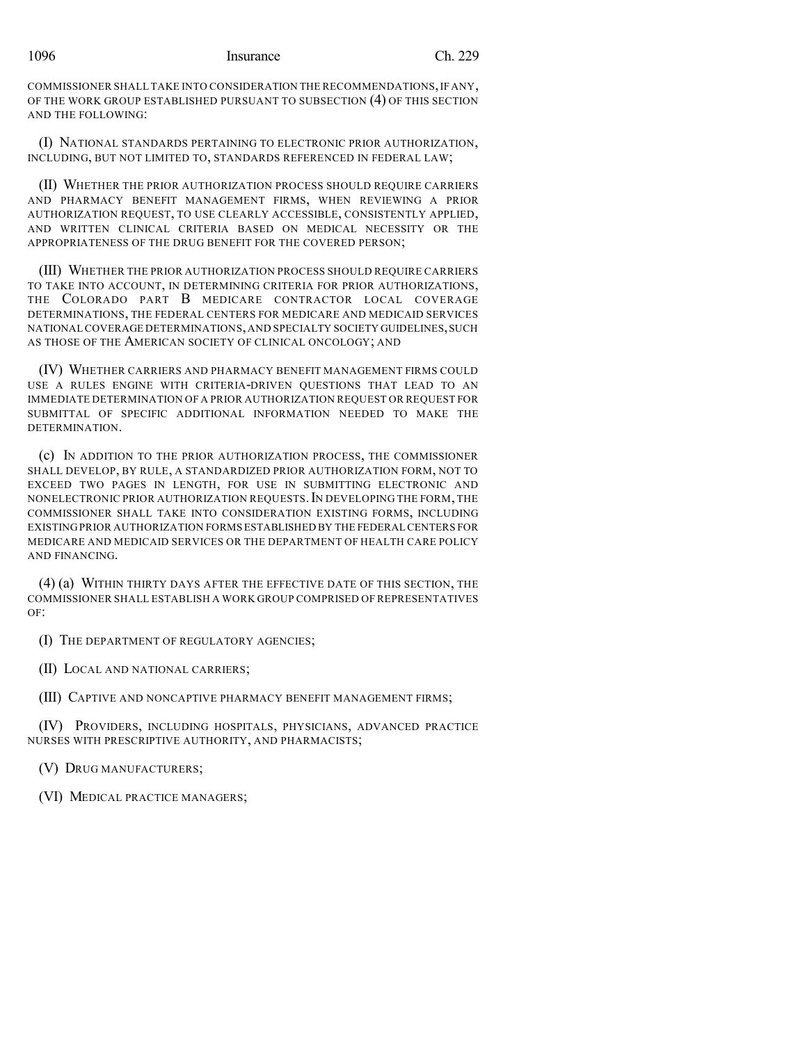COMMISSIONER SHALL TAKE INTO CONSIDERATION THE RECOMMENDATIONS, IF ANY, OF THE WORK GROUP ESTABLISHED PURSUANT TO SUBSECTION (4) OF THIS SECTION AND THE FOLLOWING:

(I) NATIONAL STANDARDS PERTAINING TO ELECTRONIC PRIOR AUTHORIZATION, INCLUDING, BUT NOT LIMITED TO, STANDARDS REFERENCED IN FEDERAL LAW;

(II) WHETHER THE PRIOR AUTHORIZATION PROCESS SHOULD REQUIRE CARRIERS AND PHARMACY BENEFIT MANAGEMENT FIRMS, WHEN REVIEWING A PRIOR AUTHORIZATION REQUEST, TO USE CLEARLY ACCESSIBLE, CONSISTENTLY APPLIED, AND WRITTEN CLINICAL CRITERIA BASED ON MEDICAL NECESSITY OR THE APPROPRIATENESS OF THE DRUG BENEFIT FOR THE COVERED PERSON;

(III) WHETHER THE PRIOR AUTHORIZATION PROCESS SHOULD REQUIRE CARRIERS TO TAKE INTO ACCOUNT, IN DETERMINING CRITERIA FOR PRIOR AUTHORIZATIONS, THE COLORADO PART B MEDICARE CONTRACTOR LOCAL COVERAGE DETERMINATIONS, THE FEDERAL CENTERS FOR MEDICARE AND MEDICAID SERVICES NATIONAL COVERAGE DETERMINATIONS, AND SPECIALTY SOCIETY GUIDELINES, SUCH AS THOSE OF THE AMERICAN SOCIETY OF CLINICAL ONCOLOGY; AND

(IV) WHETHER CARRIERS AND PHARMACY BENEFIT MANAGEMENT FIRMS COULD USE A RULES ENGINE WITH CRITERIA-DRIVEN QUESTIONS THAT LEAD TO AN IMMEDIATE DETERMINATION OF A PRIOR AUTHORIZATION REQUEST OR REQUEST FOR SUBMITTAL OF SPECIFIC ADDITIONAL INFORMATION NEEDED TO MAKE THE DETERMINATION.

(c) IN ADDITION TO THE PRIOR AUTHORIZATION PROCESS, THE COMMISSIONER SHALL DEVELOP, BY RULE, A STANDARDIZED PRIOR AUTHORIZATION FORM, NOT TO EXCEED TWO PAGES IN LENGTH, FOR USE IN SUBMITTING ELECTRONIC AND NONELECTRONIC PRIOR AUTHORIZATION REQUESTS. IN DEVELOPING THE FORM, THE COMMISSIONER SHALL TAKE INTO CONSIDERATION EXISTING FORMS, INCLUDING EXISTING PRIOR AUTHORIZATION FORMS ESTABLISHED BY THE FEDERAL CENTERS FOR MEDICARE AND MEDICAID SERVICES OR THE DEPARTMENT OF HEALTH CARE POLICY AND FINANCING.

(4) (a) WITHIN THIRTY DAYS AFTER THE EFFECTIVE DATE OF THIS SECTION, THE COMMISSIONER SHALL ESTABLISH A WORK GROUP COMPRISED OF REPRESENTATIVES OF:

(I) THE DEPARTMENT OF REGULATORY AGENCIES;

(II) LOCAL AND NATIONAL CARRIERS;

(III) CAPTIVE AND NONCAPTIVE PHARMACY BENEFIT MANAGEMENT FIRMS;

(IV) PROVIDERS, INCLUDING HOSPITALS, PHYSICIANS, ADVANCED PRACTICE NURSES WITH PRESCRIPTIVE AUTHORITY, AND PHARMACISTS;

(V) DRUG MANUFACTURERS;

(VI) MEDICAL PRACTICE MANAGERS;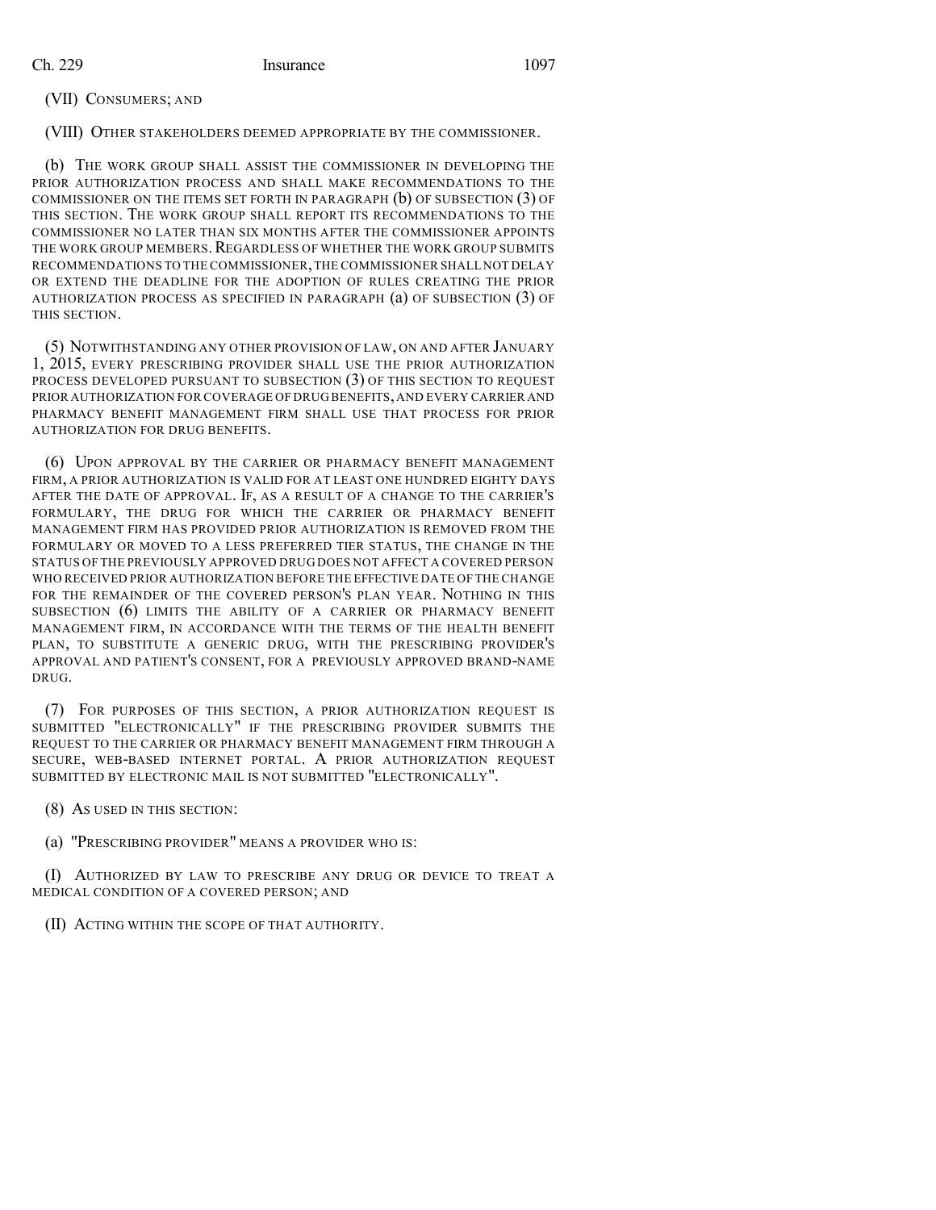(VII) CONSUMERS; AND

(VIII) OTHER STAKEHOLDERS DEEMED APPROPRIATE BY THE COMMISSIONER.

(b) THE WORK GROUP SHALL ASSIST THE COMMISSIONER IN DEVELOPING THE PRIOR AUTHORIZATION PROCESS AND SHALL MAKE RECOMMENDATIONS TO THE COMMISSIONER ON THE ITEMS SET FORTH IN PARAGRAPH (b) OF SUBSECTION (3) OF THIS SECTION. THE WORK GROUP SHALL REPORT ITS RECOMMENDATIONS TO THE COMMISSIONER NO LATER THAN SIX MONTHS AFTER THE COMMISSIONER APPOINTS THE WORK GROUP MEMBERS. REGARDLESS OF WHETHER THE WORK GROUP SUBMITS RECOMMENDATIONS TO THE COMMISSIONER, THE COMMISSIONER SHALL NOT DELAY OR EXTEND THE DEADLINE FOR THE ADOPTION OF RULES CREATING THE PRIOR AUTHORIZATION PROCESS AS SPECIFIED IN PARAGRAPH (a) OF SUBSECTION (3) OF THIS SECTION.

(5) NOTWITHSTANDING ANY OTHER PROVISION OF LAW, ON AND AFTER JANUARY 1, 2015, EVERY PRESCRIBING PROVIDER SHALL USE THE PRIOR AUTHORIZATION PROCESS DEVELOPED PURSUANT TO SUBSECTION (3) OF THIS SECTION TO REQUEST PRIOR AUTHORIZATION FOR COVERAGE OF DRUG BENEFITS, AND EVERY CARRIER AND PHARMACY BENEFIT MANAGEMENT FIRM SHALL USE THAT PROCESS FOR PRIOR AUTHORIZATION FOR DRUG BENEFITS.

(6) UPON APPROVAL BY THE CARRIER OR PHARMACY BENEFIT MANAGEMENT FIRM, A PRIOR AUTHORIZATION IS VALID FOR AT LEAST ONE HUNDRED EIGHTY DAYS AFTER THE DATE OF APPROVAL. IF, AS A RESULT OF A CHANGE TO THE CARRIER'S FORMULARY, THE DRUG FOR WHICH THE CARRIER OR PHARMACY BENEFIT MANAGEMENT FIRM HAS PROVIDED PRIOR AUTHORIZATION IS REMOVED FROM THE FORMULARY OR MOVED TO A LESS PREFERRED TIER STATUS, THE CHANGE IN THE STATUS OF THE PREVIOUSLY APPROVED DRUG DOES NOT AFFECT A COVERED PERSON WHO RECEIVED PRIOR AUTHORIZATION BEFORE THE EFFECTIVE DATE OF THE CHANGE FOR THE REMAINDER OF THE COVERED PERSON'S PLAN YEAR. NOTHING IN THIS SUBSECTION (6) LIMITS THE ABILITY OF A CARRIER OR PHARMACY BENEFIT MANAGEMENT FIRM, IN ACCORDANCE WITH THE TERMS OF THE HEALTH BENEFIT PLAN, TO SUBSTITUTE A GENERIC DRUG, WITH THE PRESCRIBING PROVIDER'S APPROVAL AND PATIENT'S CONSENT, FOR A PREVIOUSLY APPROVED BRAND-NAME DRUG.

(7) FOR PURPOSES OF THIS SECTION, A PRIOR AUTHORIZATION REQUEST IS SUBMITTED "ELECTRONICALLY" IF THE PRESCRIBING PROVIDER SUBMITS THE REQUEST TO THE CARRIER OR PHARMACY BENEFIT MANAGEMENT FIRM THROUGH A SECURE, WEB-BASED INTERNET PORTAL. A PRIOR AUTHORIZATION REQUEST SUBMITTED BY ELECTRONIC MAIL IS NOT SUBMITTED "ELECTRONICALLY".

(8) AS USED IN THIS SECTION:

(a) "PRESCRIBING PROVIDER" MEANS A PROVIDER WHO IS:

(I) AUTHORIZED BY LAW TO PRESCRIBE ANY DRUG OR DEVICE TO TREAT A MEDICAL CONDITION OF A COVERED PERSON; AND

(II) ACTING WITHIN THE SCOPE OF THAT AUTHORITY.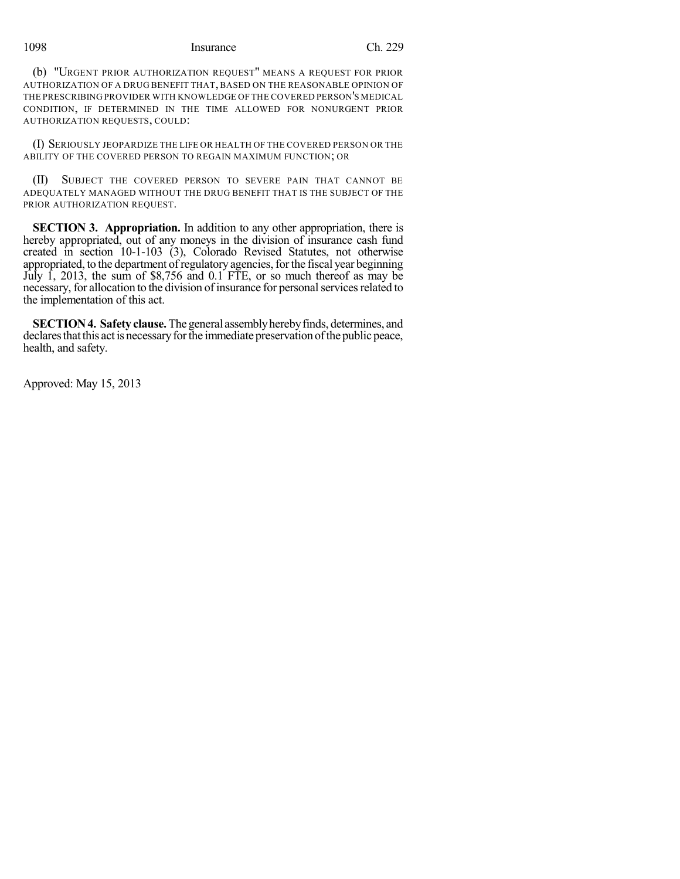(b) "URGENT PRIOR AUTHORIZATION REQUEST" MEANS A REQUEST FOR PRIOR AUTHORIZATION OF A DRUG BENEFIT THAT, BASED ON THE REASONABLE OPINION OF THE PRESCRIBING PROVIDER WITH KNOWLEDGE OF THE COVERED PERSON'S MEDICAL CONDITION, IF DETERMINED IN THE TIME ALLOWED FOR NONURGENT PRIOR AUTHORIZATION REQUESTS, COULD:

(I) SERIOUSLY JEOPARDIZE THE LIFE OR HEALTH OF THE COVERED PERSON OR THE ABILITY OF THE COVERED PERSON TO REGAIN MAXIMUM FUNCTION; OR

(II) SUBJECT THE COVERED PERSON TO SEVERE PAIN THAT CANNOT BE ADEQUATELY MANAGED WITHOUT THE DRUG BENEFIT THAT IS THE SUBJECT OF THE PRIOR AUTHORIZATION REQUEST.

**SECTION 3. Appropriation.** In addition to any other appropriation, there is hereby appropriated, out of any moneys in the division of insurance cash fund created in section 10-1-103 (3), Colorado Revised Statutes, not otherwise appropriated, to the department of regulatory agencies, for the fiscal year beginning July 1, 2013, the sum of $8,756 and 0.1 FTE, or so much thereof as may be necessary, for allocation to the division of insurance for personal services related to the implementation of this act.

**SECTION 4. Safety clause.** The general assembly hereby finds, determines, and declares that this act is necessary for the immediate preservation of the public peace, health, and safety.

Approved: May 15, 2013